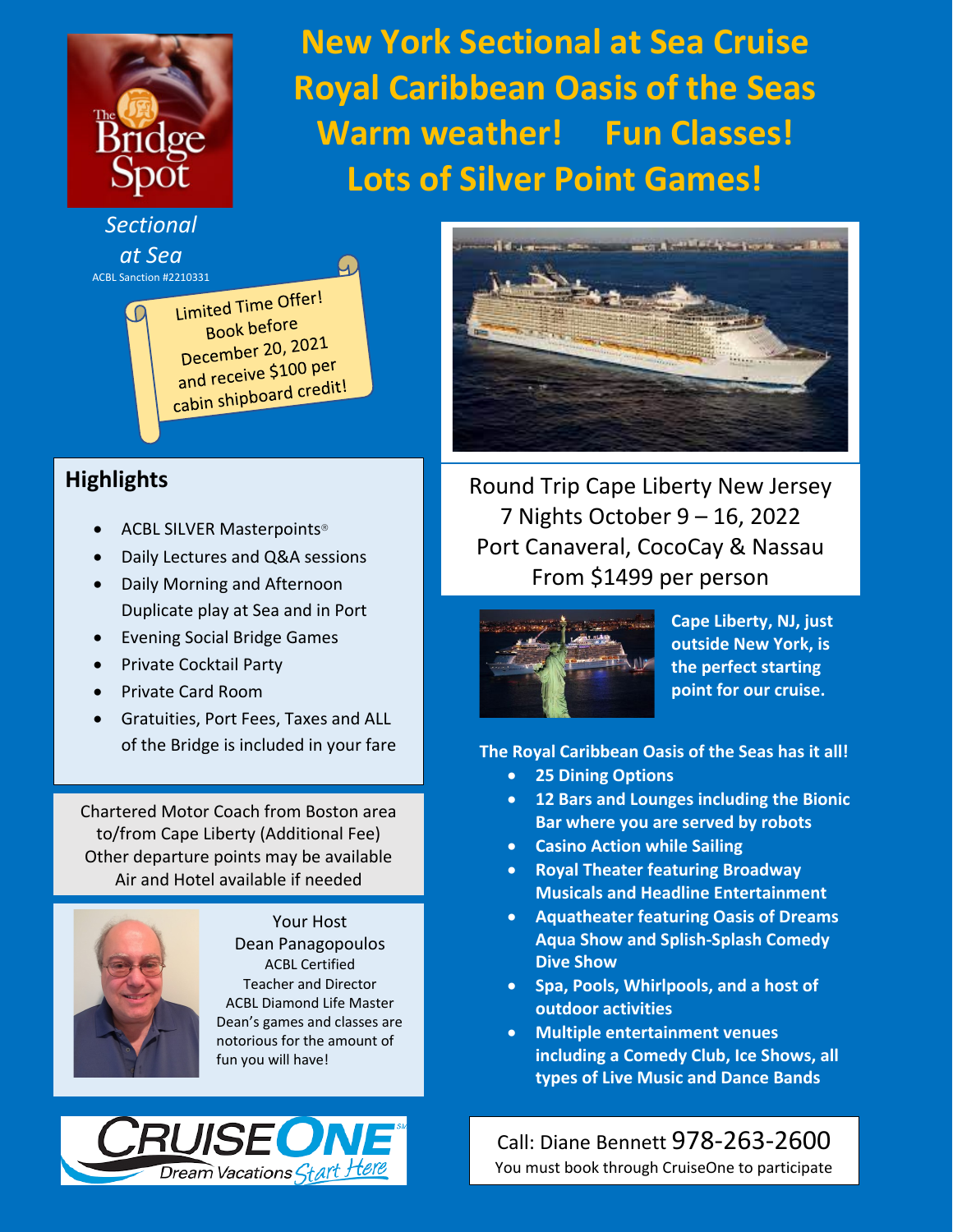# New York Sectional at Sea Cruise
# Royal Caribbean Oasis of the Seas
## Warm weather! Fun Classes!
## Lots of Silver Point Games!

The Bridge Spot

*Sectional at Sea*

ACBL Sanction #2210331

Limited Time Offer! Book before December 20, 2021 and receive $100 per cabin shipboard credit!

Round Trip Cape Liberty New Jersey
7 Nights October 9 – 16, 2022
Port Canaveral, CocoCay & Nassau
From $1499 per person

**Cape Liberty, NJ, just outside New York, is the perfect starting point for our cruise.**

## Highlights

- ACBL SILVER Masterpoints®
- Daily Lectures and Q&A sessions
- Daily Morning and Afternoon Duplicate play at Sea and in Port
- Evening Social Bridge Games
- Private Cocktail Party
- Private Card Room
- Gratuities, Port Fees, Taxes and ALL of the Bridge is included in your fare

Chartered Motor Coach from Boston area to/from Cape Liberty (Additional Fee)
Other departure points may be available
Air and Hotel available if needed

Your Host
Dean Panagopoulos
ACBL Certified
Teacher and Director
ACBL Diamond Life Master
Dean's games and classes are notorious for the amount of fun you will have!

**The Royal Caribbean Oasis of the Seas has it all!**

- **25 Dining Options**
- **12 Bars and Lounges including the Bionic Bar where you are served by robots**
- **Casino Action while Sailing**
- **Royal Theater featuring Broadway Musicals and Headline Entertainment**
- **Aquatheater featuring Oasis of Dreams Aqua Show and Splish-Splash Comedy Dive Show**
- **Spa, Pools, Whirlpools, and a host of outdoor activities**
- **Multiple entertainment venues including a Comedy Club, Ice Shows, all types of Live Music and Dance Bands**

CRUISEONE Dream Vacations Start Here

Call: Diane Bennett 978-263-2600
You must book through CruiseOne to participate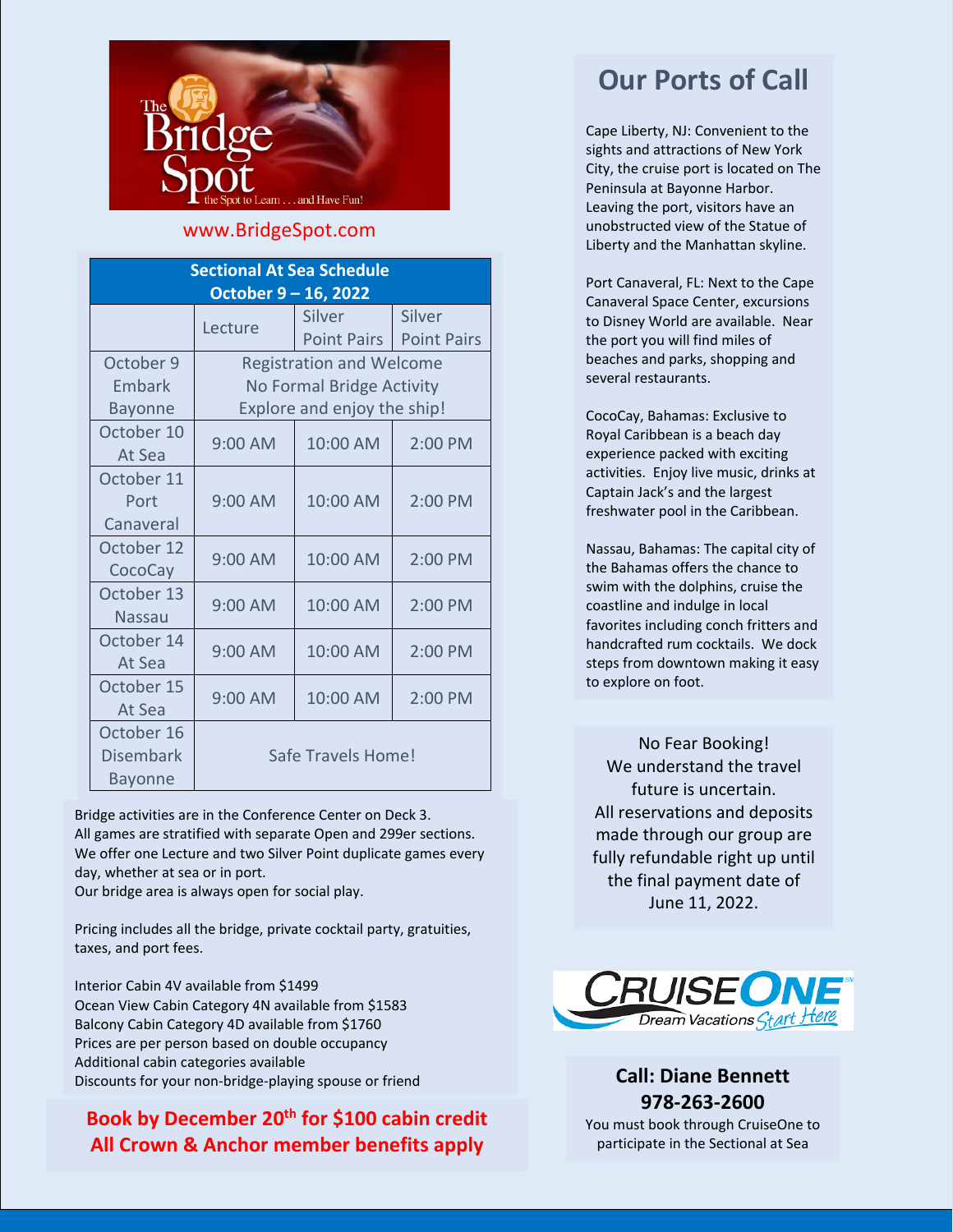The Bridge Spot
the Spot to Learn . . . and Have Fun!

www.BridgeSpot.com

**Sectional At Sea Schedule**
**October 9 – 16, 2022**

| | Lecture | Silver Point Pairs | Silver Point Pairs |
|---|---|---|---|
| October 9 Embark Bayonne | Registration and Welcome No Formal Bridge Activity Explore and enjoy the ship! | | |
| October 10 At Sea | 9:00 AM | 10:00 AM | 2:00 PM |
| October 11 Port Canaveral | 9:00 AM | 10:00 AM | 2:00 PM |
| October 12 CocoCay | 9:00 AM | 10:00 AM | 2:00 PM |
| October 13 Nassau | 9:00 AM | 10:00 AM | 2:00 PM |
| October 14 At Sea | 9:00 AM | 10:00 AM | 2:00 PM |
| October 15 At Sea | 9:00 AM | 10:00 AM | 2:00 PM |
| October 16 Disembark Bayonne | Safe Travels Home! | | |

Bridge activities are in the Conference Center on Deck 3.
All games are stratified with separate Open and 299er sections.
We offer one Lecture and two Silver Point duplicate games every day, whether at sea or in port.
Our bridge area is always open for social play.

Pricing includes all the bridge, private cocktail party, gratuities, taxes, and port fees.

Interior Cabin 4V available from $1499
Ocean View Cabin Category 4N available from $1583
Balcony Cabin Category 4D available from $1760
Prices are per person based on double occupancy
Additional cabin categories available
Discounts for your non-bridge-playing spouse or friend

**Book by December 20th for $100 cabin credit**
**All Crown & Anchor member benefits apply**

## Our Ports of Call

Cape Liberty, NJ: Convenient to the sights and attractions of New York City, the cruise port is located on The Peninsula at Bayonne Harbor. Leaving the port, visitors have an unobstructed view of the Statue of Liberty and the Manhattan skyline.

Port Canaveral, FL: Next to the Cape Canaveral Space Center, excursions to Disney World are available. Near the port you will find miles of beaches and parks, shopping and several restaurants.

CocoCay, Bahamas: Exclusive to Royal Caribbean is a beach day experience packed with exciting activities. Enjoy live music, drinks at Captain Jack's and the largest freshwater pool in the Caribbean.

Nassau, Bahamas: The capital city of the Bahamas offers the chance to swim with the dolphins, cruise the coastline and indulge in local favorites including conch fritters and handcrafted rum cocktails. We dock steps from downtown making it easy to explore on foot.

No Fear Booking!
We understand the travel future is uncertain.
All reservations and deposits made through our group are fully refundable right up until the final payment date of June 11, 2022.

CRUISEONE Dream Vacations Start Here

**Call: Diane Bennett**
**978-263-2600**
You must book through CruiseOne to participate in the Sectional at Sea